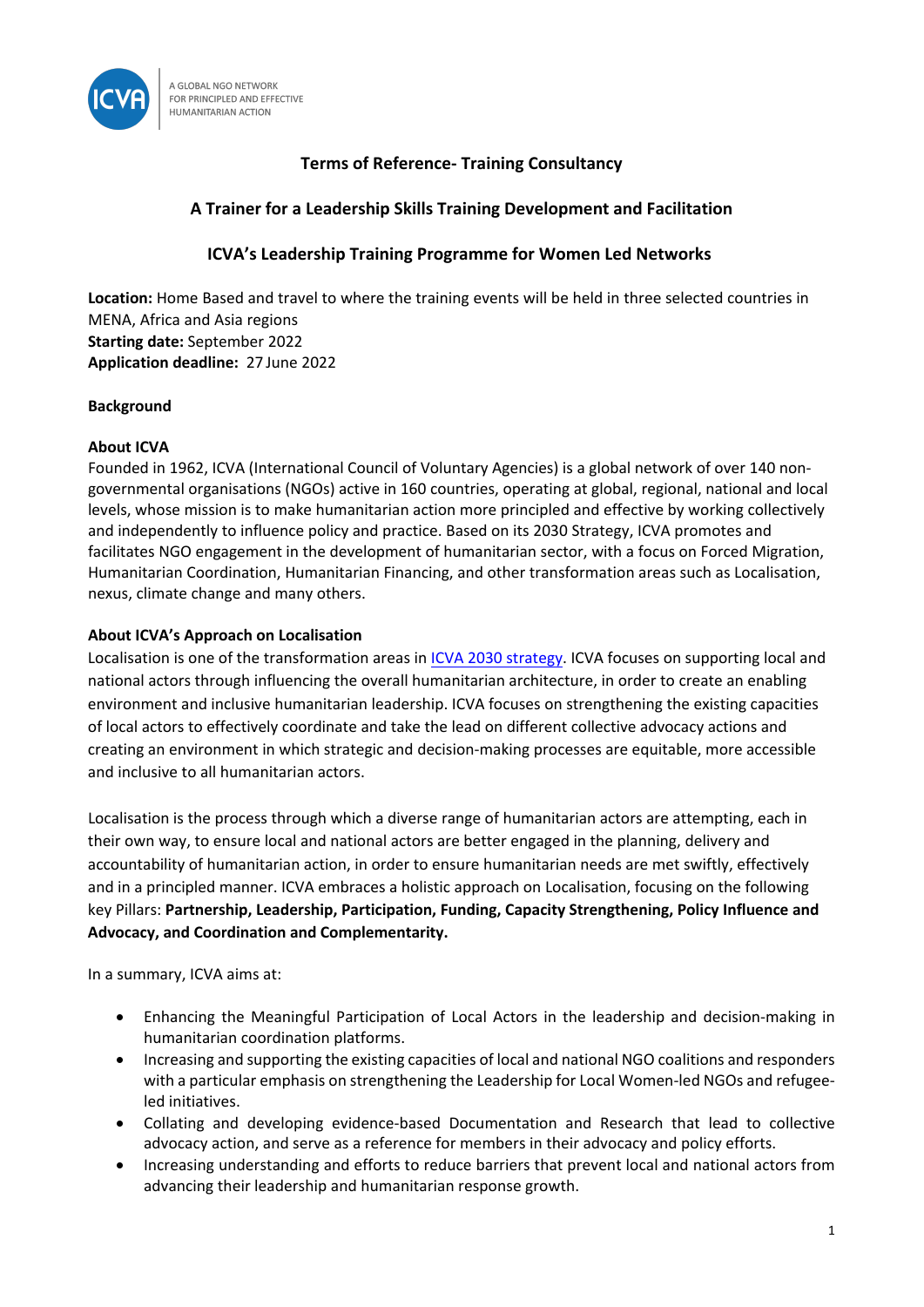A GLOBAL NGO NETWORK
FOR PRINCIPLED AND EFFECTIVE
HUMANITARIAN ACTION

# Terms of Reference- Training Consultancy

## A Trainer for a Leadership Skills Training Development and Facilitation

## ICVA's Leadership Training Programme for Women Led Networks

**Location:** Home Based and travel to where the training events will be held in three selected countries in MENA, Africa and Asia regions
**Starting date:** September 2022
**Application deadline:** 27 June 2022

### Background

**About ICVA**

Founded in 1962, ICVA (International Council of Voluntary Agencies) is a global network of over 140 non-governmental organisations (NGOs) active in 160 countries, operating at global, regional, national and local levels, whose mission is to make humanitarian action more principled and effective by working collectively and independently to influence policy and practice. Based on its 2030 Strategy, ICVA promotes and facilitates NGO engagement in the development of humanitarian sector, with a focus on Forced Migration, Humanitarian Coordination, Humanitarian Financing, and other transformation areas such as Localisation, nexus, climate change and many others.

**About ICVA's Approach on Localisation**

Localisation is one of the transformation areas in ICVA 2030 strategy. ICVA focuses on supporting local and national actors through influencing the overall humanitarian architecture, in order to create an enabling environment and inclusive humanitarian leadership. ICVA focuses on strengthening the existing capacities of local actors to effectively coordinate and take the lead on different collective advocacy actions and creating an environment in which strategic and decision-making processes are equitable, more accessible and inclusive to all humanitarian actors.

Localisation is the process through which a diverse range of humanitarian actors are attempting, each in their own way, to ensure local and national actors are better engaged in the planning, delivery and accountability of humanitarian action, in order to ensure humanitarian needs are met swiftly, effectively and in a principled manner. ICVA embraces a holistic approach on Localisation, focusing on the following key Pillars: **Partnership, Leadership, Participation, Funding, Capacity Strengthening, Policy Influence and Advocacy, and Coordination and Complementarity.**

In a summary, ICVA aims at:

- Enhancing the Meaningful Participation of Local Actors in the leadership and decision-making in humanitarian coordination platforms.
- Increasing and supporting the existing capacities of local and national NGO coalitions and responders with a particular emphasis on strengthening the Leadership for Local Women-led NGOs and refugee-led initiatives.
- Collating and developing evidence-based Documentation and Research that lead to collective advocacy action, and serve as a reference for members in their advocacy and policy efforts.
- Increasing understanding and efforts to reduce barriers that prevent local and national actors from advancing their leadership and humanitarian response growth.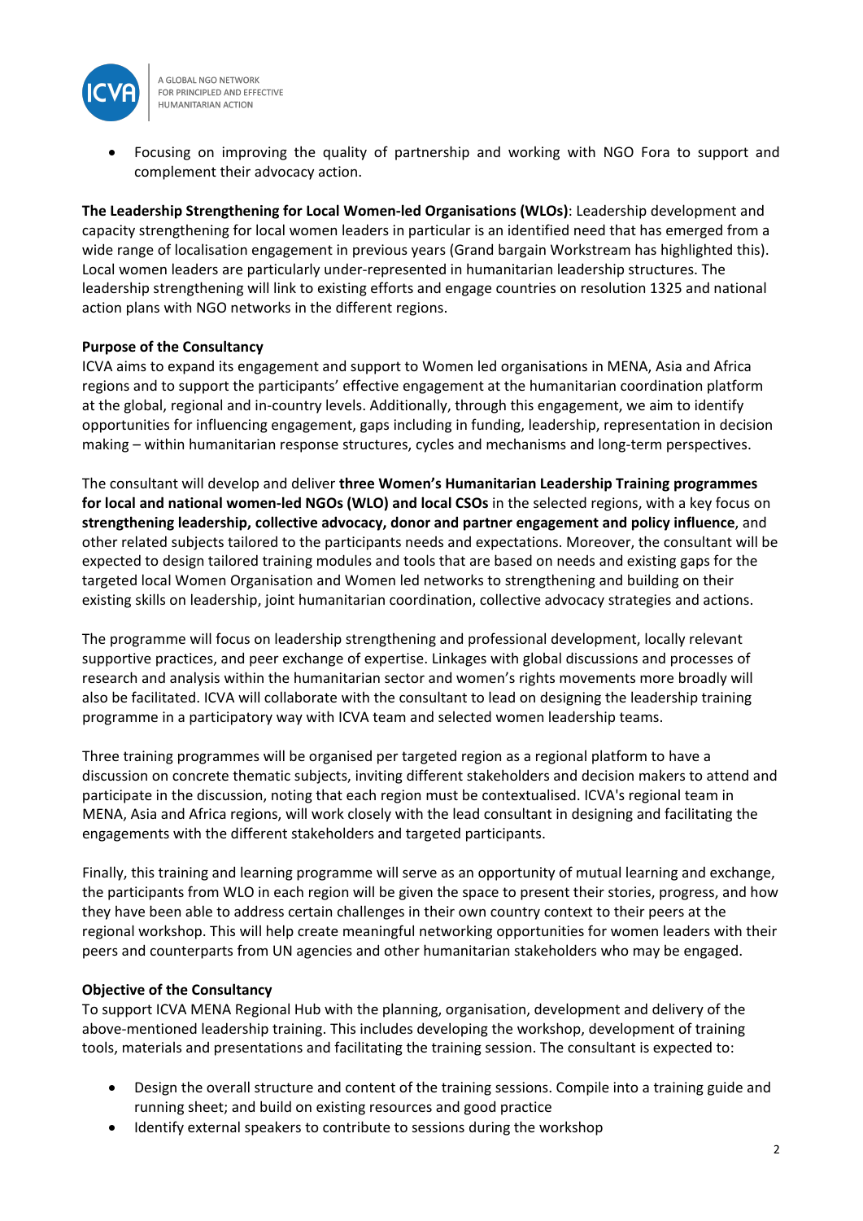- Focusing on improving the quality of partnership and working with NGO Fora to support and complement their advocacy action.

**The Leadership Strengthening for Local Women-led Organisations (WLOs)**: Leadership development and capacity strengthening for local women leaders in particular is an identified need that has emerged from a wide range of localisation engagement in previous years (Grand bargain Workstream has highlighted this). Local women leaders are particularly under-represented in humanitarian leadership structures. The leadership strengthening will link to existing efforts and engage countries on resolution 1325 and national action plans with NGO networks in the different regions.

**Purpose of the Consultancy**

ICVA aims to expand its engagement and support to Women led organisations in MENA, Asia and Africa regions and to support the participants' effective engagement at the humanitarian coordination platform at the global, regional and in-country levels. Additionally, through this engagement, we aim to identify opportunities for influencing engagement, gaps including in funding, leadership, representation in decision making – within humanitarian response structures, cycles and mechanisms and long-term perspectives.

The consultant will develop and deliver **three Women's Humanitarian Leadership Training programmes for local and national women-led NGOs (WLO) and local CSOs** in the selected regions, with a key focus on **strengthening leadership, collective advocacy, donor and partner engagement and policy influence**, and other related subjects tailored to the participants needs and expectations. Moreover, the consultant will be expected to design tailored training modules and tools that are based on needs and existing gaps for the targeted local Women Organisation and Women led networks to strengthening and building on their existing skills on leadership, joint humanitarian coordination, collective advocacy strategies and actions.

The programme will focus on leadership strengthening and professional development, locally relevant supportive practices, and peer exchange of expertise. Linkages with global discussions and processes of research and analysis within the humanitarian sector and women's rights movements more broadly will also be facilitated. ICVA will collaborate with the consultant to lead on designing the leadership training programme in a participatory way with ICVA team and selected women leadership teams.

Three training programmes will be organised per targeted region as a regional platform to have a discussion on concrete thematic subjects, inviting different stakeholders and decision makers to attend and participate in the discussion, noting that each region must be contextualised. ICVA's regional team in MENA, Asia and Africa regions, will work closely with the lead consultant in designing and facilitating the engagements with the different stakeholders and targeted participants.

Finally, this training and learning programme will serve as an opportunity of mutual learning and exchange, the participants from WLO in each region will be given the space to present their stories, progress, and how they have been able to address certain challenges in their own country context to their peers at the regional workshop. This will help create meaningful networking opportunities for women leaders with their peers and counterparts from UN agencies and other humanitarian stakeholders who may be engaged.

**Objective of the Consultancy**

To support ICVA MENA Regional Hub with the planning, organisation, development and delivery of the above-mentioned leadership training. This includes developing the workshop, development of training tools, materials and presentations and facilitating the training session. The consultant is expected to:

- Design the overall structure and content of the training sessions. Compile into a training guide and running sheet; and build on existing resources and good practice
- Identify external speakers to contribute to sessions during the workshop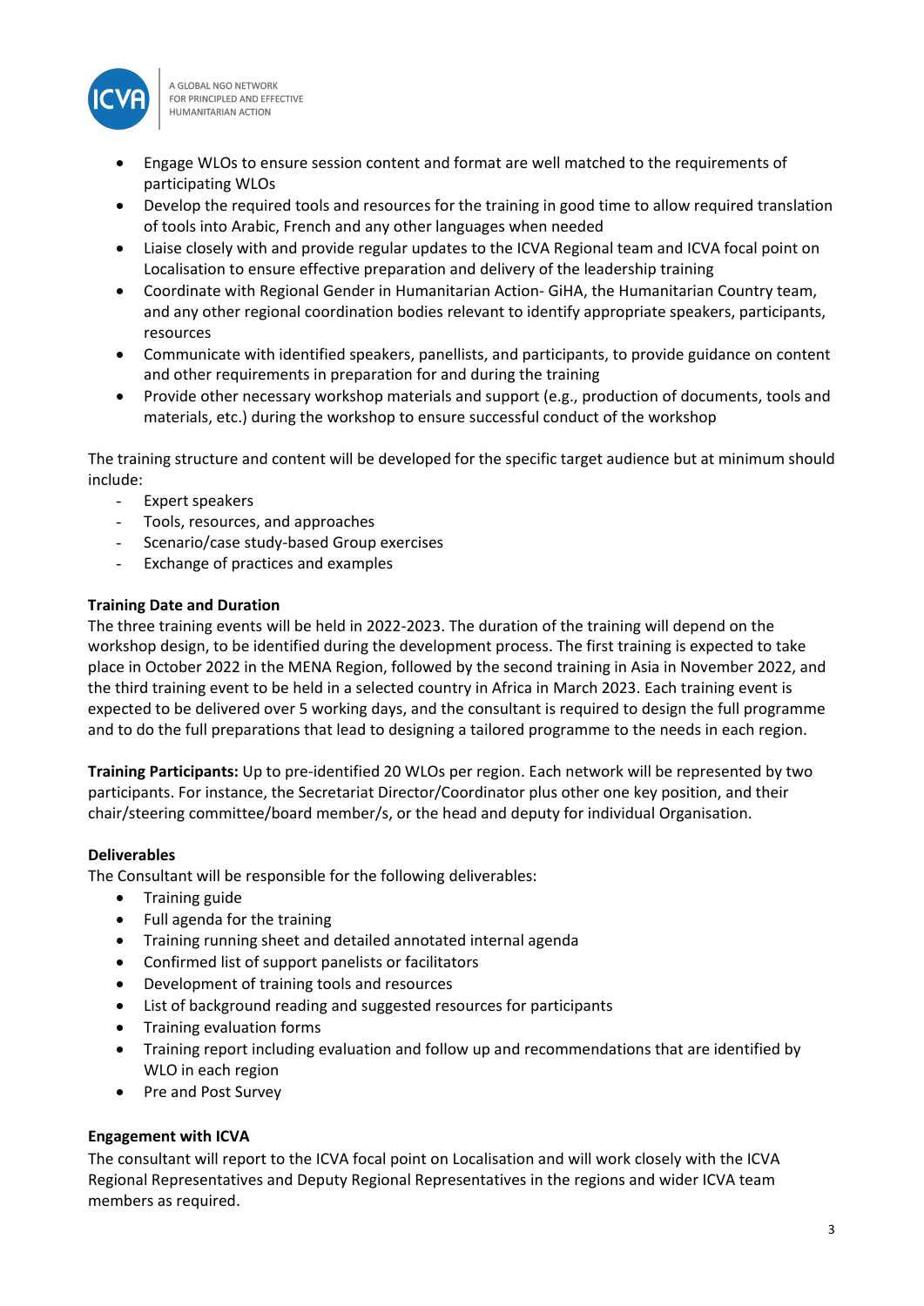- Engage WLOs to ensure session content and format are well matched to the requirements of participating WLOs
- Develop the required tools and resources for the training in good time to allow required translation of tools into Arabic, French and any other languages when needed
- Liaise closely with and provide regular updates to the ICVA Regional team and ICVA focal point on Localisation to ensure effective preparation and delivery of the leadership training
- Coordinate with Regional Gender in Humanitarian Action- GiHA, the Humanitarian Country team, and any other regional coordination bodies relevant to identify appropriate speakers, participants, resources
- Communicate with identified speakers, panellists, and participants, to provide guidance on content and other requirements in preparation for and during the training
- Provide other necessary workshop materials and support (e.g., production of documents, tools and materials, etc.) during the workshop to ensure successful conduct of the workshop

The training structure and content will be developed for the specific target audience but at minimum should include:

- Expert speakers
- Tools, resources, and approaches
- Scenario/case study-based Group exercises
- Exchange of practices and examples

**Training Date and Duration**

The three training events will be held in 2022-2023. The duration of the training will depend on the workshop design, to be identified during the development process. The first training is expected to take place in October 2022 in the MENA Region, followed by the second training in Asia in November 2022, and the third training event to be held in a selected country in Africa in March 2023. Each training event is expected to be delivered over 5 working days, and the consultant is required to design the full programme and to do the full preparations that lead to designing a tailored programme to the needs in each region.

**Training Participants:** Up to pre-identified 20 WLOs per region. Each network will be represented by two participants. For instance, the Secretariat Director/Coordinator plus other one key position, and their chair/steering committee/board member/s, or the head and deputy for individual Organisation.

**Deliverables**

The Consultant will be responsible for the following deliverables:

- Training guide
- Full agenda for the training
- Training running sheet and detailed annotated internal agenda
- Confirmed list of support panelists or facilitators
- Development of training tools and resources
- List of background reading and suggested resources for participants
- Training evaluation forms
- Training report including evaluation and follow up and recommendations that are identified by WLO in each region
- Pre and Post Survey

**Engagement with ICVA**

The consultant will report to the ICVA focal point on Localisation and will work closely with the ICVA Regional Representatives and Deputy Regional Representatives in the regions and wider ICVA team members as required.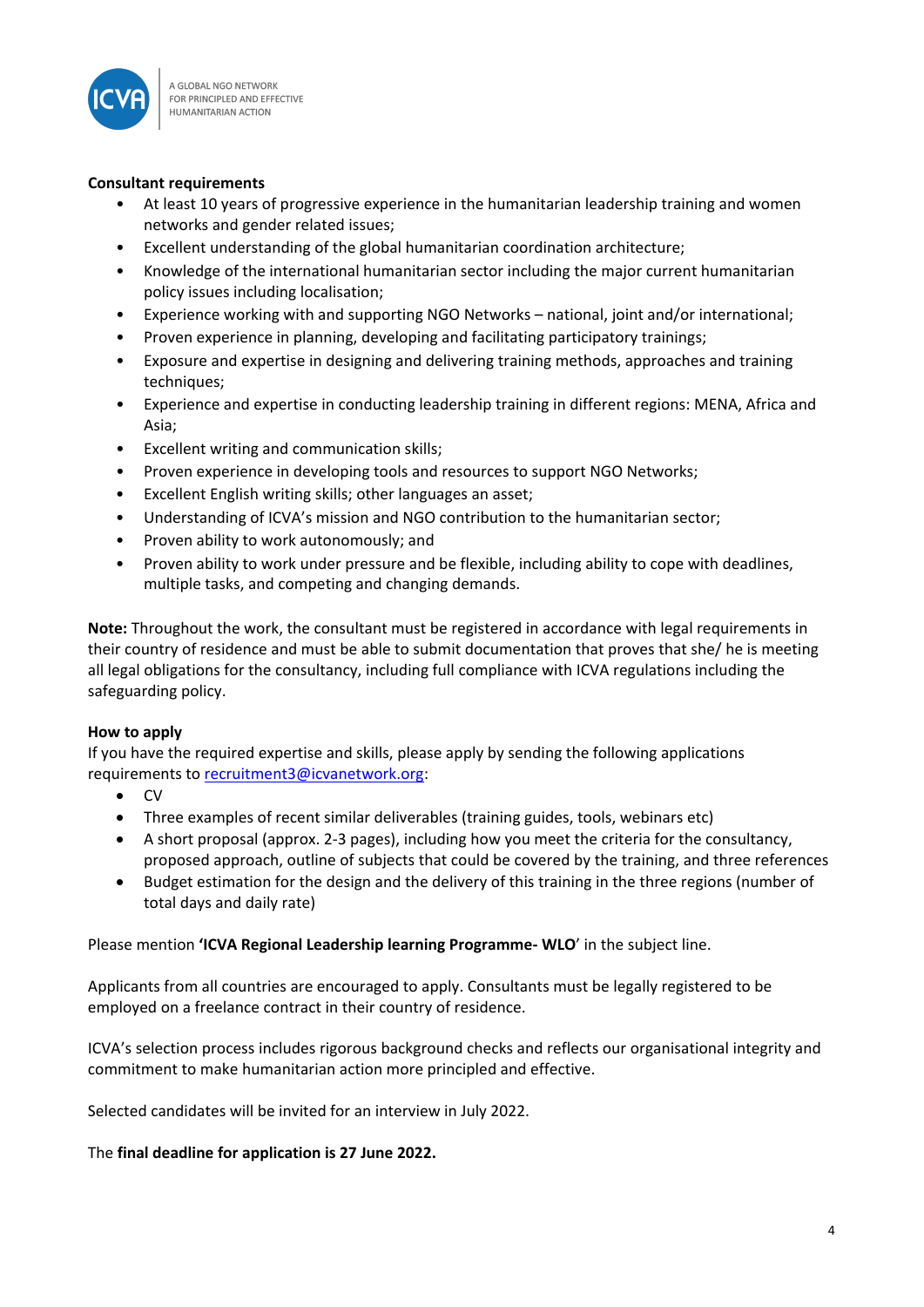**Consultant requirements**

- At least 10 years of progressive experience in the humanitarian leadership training and women networks and gender related issues;
- Excellent understanding of the global humanitarian coordination architecture;
- Knowledge of the international humanitarian sector including the major current humanitarian policy issues including localisation;
- Experience working with and supporting NGO Networks – national, joint and/or international;
- Proven experience in planning, developing and facilitating participatory trainings;
- Exposure and expertise in designing and delivering training methods, approaches and training techniques;
- Experience and expertise in conducting leadership training in different regions: MENA, Africa and Asia;
- Excellent writing and communication skills;
- Proven experience in developing tools and resources to support NGO Networks;
- Excellent English writing skills; other languages an asset;
- Understanding of ICVA's mission and NGO contribution to the humanitarian sector;
- Proven ability to work autonomously; and
- Proven ability to work under pressure and be flexible, including ability to cope with deadlines, multiple tasks, and competing and changing demands.

**Note:** Throughout the work, the consultant must be registered in accordance with legal requirements in their country of residence and must be able to submit documentation that proves that she/ he is meeting all legal obligations for the consultancy, including full compliance with ICVA regulations including the safeguarding policy.

**How to apply**

If you have the required expertise and skills, please apply by sending the following applications requirements to recruitment3@icvanetwork.org:

- CV
- Three examples of recent similar deliverables (training guides, tools, webinars etc)
- A short proposal (approx. 2-3 pages), including how you meet the criteria for the consultancy, proposed approach, outline of subjects that could be covered by the training, and three references
- Budget estimation for the design and the delivery of this training in the three regions (number of total days and daily rate)

Please mention **'ICVA Regional Leadership learning Programme- WLO**' in the subject line.

Applicants from all countries are encouraged to apply. Consultants must be legally registered to be employed on a freelance contract in their country of residence.

ICVA's selection process includes rigorous background checks and reflects our organisational integrity and commitment to make humanitarian action more principled and effective.

Selected candidates will be invited for an interview in July 2022.

The **final deadline for application is 27 June 2022.**